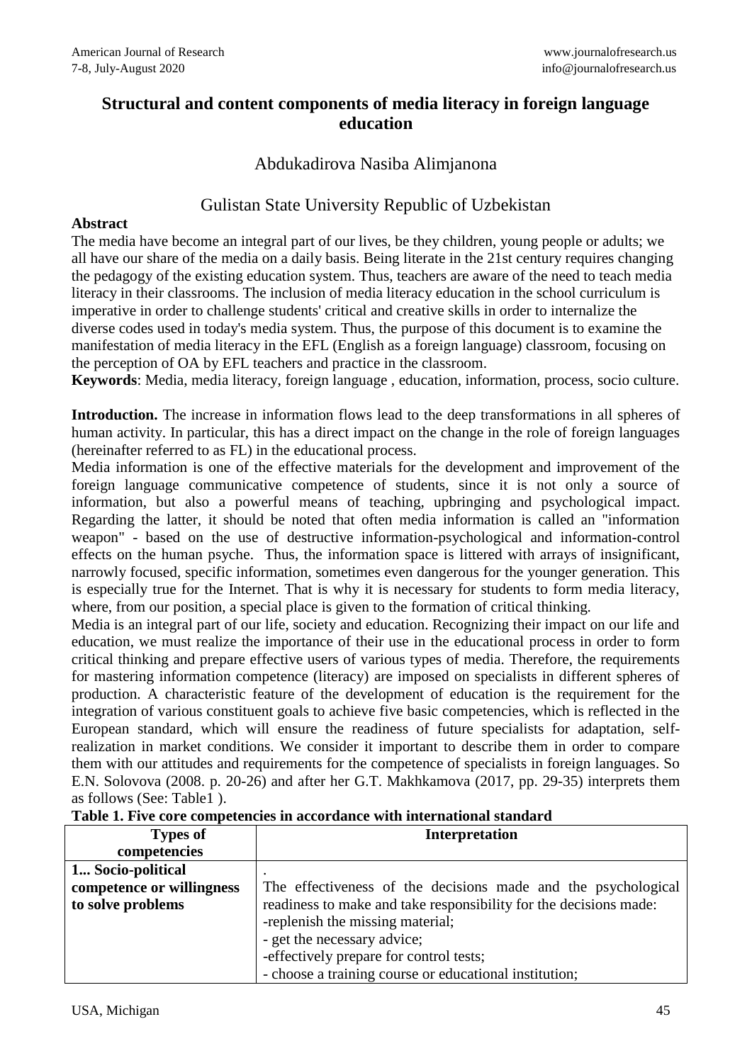# Structural and content components of media literacy in foreign language education

Abdukadirova Nasiba Alimjanona

Gulistan State University Republic of Uzbekistan

**Abstract**

The media have become an integral part of our lives, be they children, young people or adults; we all have our share of the media on a daily basis. Being literate in the 21st century requires changing the pedagogy of the existing education system. Thus, teachers are aware of the need to teach media literacy in their classrooms. The inclusion of media literacy education in the school curriculum is imperative in order to challenge students' critical and creative skills in order to internalize the diverse codes used in today's media system. Thus, the purpose of this document is to examine the manifestation of media literacy in the EFL (English as a foreign language) classroom, focusing on the perception of OA by EFL teachers and practice in the classroom.

**Keywords**: Media, media literacy, foreign language , education, information, process, socio culture.

**Introduction.** The increase in information flows lead to the deep transformations in all spheres of human activity. In particular, this has a direct impact on the change in the role of foreign languages (hereinafter referred to as FL) in the educational process.

Media information is one of the effective materials for the development and improvement of the foreign language communicative competence of students, since it is not only a source of information, but also a powerful means of teaching, upbringing and psychological impact. Regarding the latter, it should be noted that often media information is called an "information weapon" - based on the use of destructive information-psychological and information-control effects on the human psyche. Thus, the information space is littered with arrays of insignificant, narrowly focused, specific information, sometimes even dangerous for the younger generation. This is especially true for the Internet. That is why it is necessary for students to form media literacy, where, from our position, a special place is given to the formation of critical thinking.

Media is an integral part of our life, society and education. Recognizing their impact on our life and education, we must realize the importance of their use in the educational process in order to form critical thinking and prepare effective users of various types of media. Therefore, the requirements for mastering information competence (literacy) are imposed on specialists in different spheres of production. A characteristic feature of the development of education is the requirement for the integration of various constituent goals to achieve five basic competencies, which is reflected in the European standard, which will ensure the readiness of future specialists for adaptation, self-realization in market conditions. We consider it important to describe them in order to compare them with our attitudes and requirements for the competence of specialists in foreign languages. So E.N. Solovova (2008. p. 20-26) and after her G.T. Makhkamova (2017, pp. 29-35) interprets them as follows (See: Table1 ).

**Table 1. Five core competencies in accordance with international standard**

| Types of competencies | Interpretation |
|---|---|
| **1... Socio-political competence or willingness to solve problems** | . The effectiveness of the decisions made and the psychological readiness to make and take responsibility for the decisions made: -replenish the missing material; - get the necessary advice; -effectively prepare for control tests; - choose a training course or educational institution; |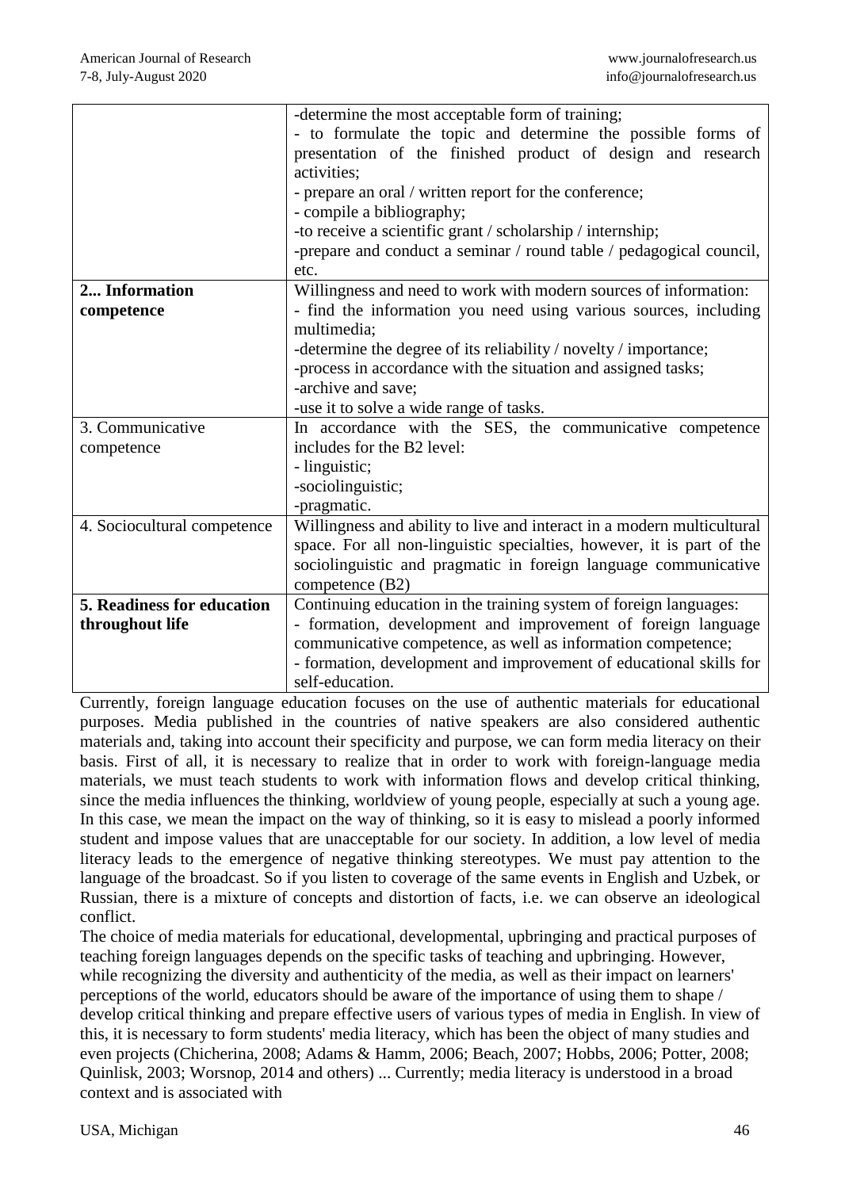| | |
|---|---|
| | -determine the most acceptable form of training;<br>- to formulate the topic and determine the possible forms of presentation of the finished product of design and research activities;<br>- prepare an oral / written report for the conference;<br>- compile a bibliography;<br>-to receive a scientific grant / scholarship / internship;<br>-prepare and conduct a seminar / round table / pedagogical council, etc. |
| **2... Information competence** | Willingness and need to work with modern sources of information:<br>- find the information you need using various sources, including multimedia;<br>-determine the degree of its reliability / novelty / importance;<br>-process in accordance with the situation and assigned tasks;<br>-archive and save;<br>-use it to solve a wide range of tasks. |
| 3. Communicative competence | In accordance with the SES, the communicative competence includes for the B2 level:<br>- linguistic;<br>-sociolinguistic;<br>-pragmatic. |
| 4. Sociocultural competence | Willingness and ability to live and interact in a modern multicultural space. For all non-linguistic specialties, however, it is part of the sociolinguistic and pragmatic in foreign language communicative competence (B2) |
| **5. Readiness for education throughout life** | Continuing education in the training system of foreign languages:<br>- formation, development and improvement of foreign language communicative competence, as well as information competence;<br>- formation, development and improvement of educational skills for self-education. |

Currently, foreign language education focuses on the use of authentic materials for educational purposes. Media published in the countries of native speakers are also considered authentic materials and, taking into account their specificity and purpose, we can form media literacy on their basis. First of all, it is necessary to realize that in order to work with foreign-language media materials, we must teach students to work with information flows and develop critical thinking, since the media influences the thinking, worldview of young people, especially at such a young age. In this case, we mean the impact on the way of thinking, so it is easy to mislead a poorly informed student and impose values that are unacceptable for our society. In addition, a low level of media literacy leads to the emergence of negative thinking stereotypes. We must pay attention to the language of the broadcast. So if you listen to coverage of the same events in English and Uzbek, or Russian, there is a mixture of concepts and distortion of facts, i.e. we can observe an ideological conflict.

The choice of media materials for educational, developmental, upbringing and practical purposes of teaching foreign languages depends on the specific tasks of teaching and upbringing. However, while recognizing the diversity and authenticity of the media, as well as their impact on learners' perceptions of the world, educators should be aware of the importance of using them to shape / develop critical thinking and prepare effective users of various types of media in English. In view of this, it is necessary to form students' media literacy, which has been the object of many studies and even projects (Chicherina, 2008; Adams & Hamm, 2006; Beach, 2007; Hobbs, 2006; Potter, 2008; Quinlisk, 2003; Worsnop, 2014 and others) ... Currently; media literacy is understood in a broad context and is associated with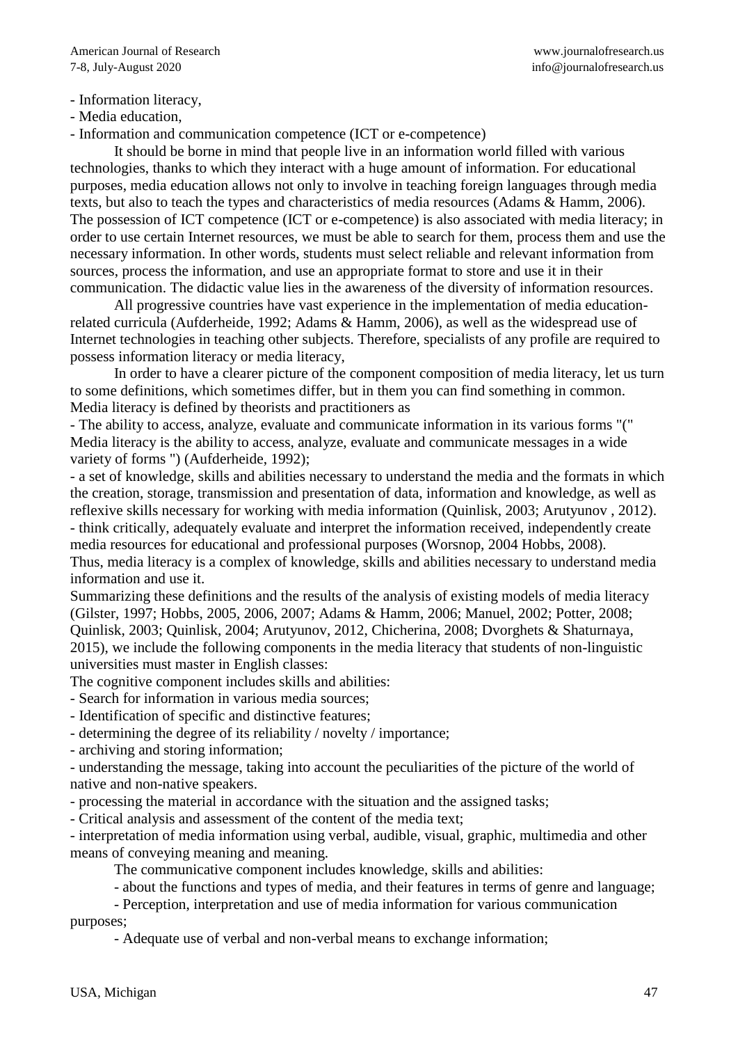- Information literacy,
- Media education,
- Information and communication competence (ICT or e-competence)

It should be borne in mind that people live in an information world filled with various technologies, thanks to which they interact with a huge amount of information. For educational purposes, media education allows not only to involve in teaching foreign languages through media texts, but also to teach the types and characteristics of media resources (Adams & Hamm, 2006). The possession of ICT competence (ICT or e-competence) is also associated with media literacy; in order to use certain Internet resources, we must be able to search for them, process them and use the necessary information. In other words, students must select reliable and relevant information from sources, process the information, and use an appropriate format to store and use it in their communication. The didactic value lies in the awareness of the diversity of information resources.

All progressive countries have vast experience in the implementation of media education-related curricula (Aufderheide, 1992; Adams & Hamm, 2006), as well as the widespread use of Internet technologies in teaching other subjects. Therefore, specialists of any profile are required to possess information literacy or media literacy,

In order to have a clearer picture of the component composition of media literacy, let us turn to some definitions, which sometimes differ, but in them you can find something in common. Media literacy is defined by theorists and practitioners as

- The ability to access, analyze, evaluate and communicate information in its various forms "(" Media literacy is the ability to access, analyze, evaluate and communicate messages in a wide variety of forms ") (Aufderheide, 1992);
- a set of knowledge, skills and abilities necessary to understand the media and the formats in which the creation, storage, transmission and presentation of data, information and knowledge, as well as reflexive skills necessary for working with media information (Quinlisk, 2003; Arutyunov , 2012).
- think critically, adequately evaluate and interpret the information received, independently create media resources for educational and professional purposes (Worsnop, 2004 Hobbs, 2008).

Thus, media literacy is a complex of knowledge, skills and abilities necessary to understand media information and use it.

Summarizing these definitions and the results of the analysis of existing models of media literacy (Gilster, 1997; Hobbs, 2005, 2006, 2007; Adams & Hamm, 2006; Manuel, 2002; Potter, 2008; Quinlisk, 2003; Quinlisk, 2004; Arutyunov, 2012, Chicherina, 2008; Dvorghets & Shaturnaya, 2015), we include the following components in the media literacy that students of non-linguistic universities must master in English classes:

The cognitive component includes skills and abilities:

- Search for information in various media sources;
- Identification of specific and distinctive features;
- determining the degree of its reliability / novelty / importance;
- archiving and storing information;
- understanding the message, taking into account the peculiarities of the picture of the world of native and non-native speakers.
- processing the material in accordance with the situation and the assigned tasks;
- Critical analysis and assessment of the content of the media text;
- interpretation of media information using verbal, audible, visual, graphic, multimedia and other means of conveying meaning and meaning.

The communicative component includes knowledge, skills and abilities:

- about the functions and types of media, and their features in terms of genre and language;
- Perception, interpretation and use of media information for various communication purposes;
- Adequate use of verbal and non-verbal means to exchange information;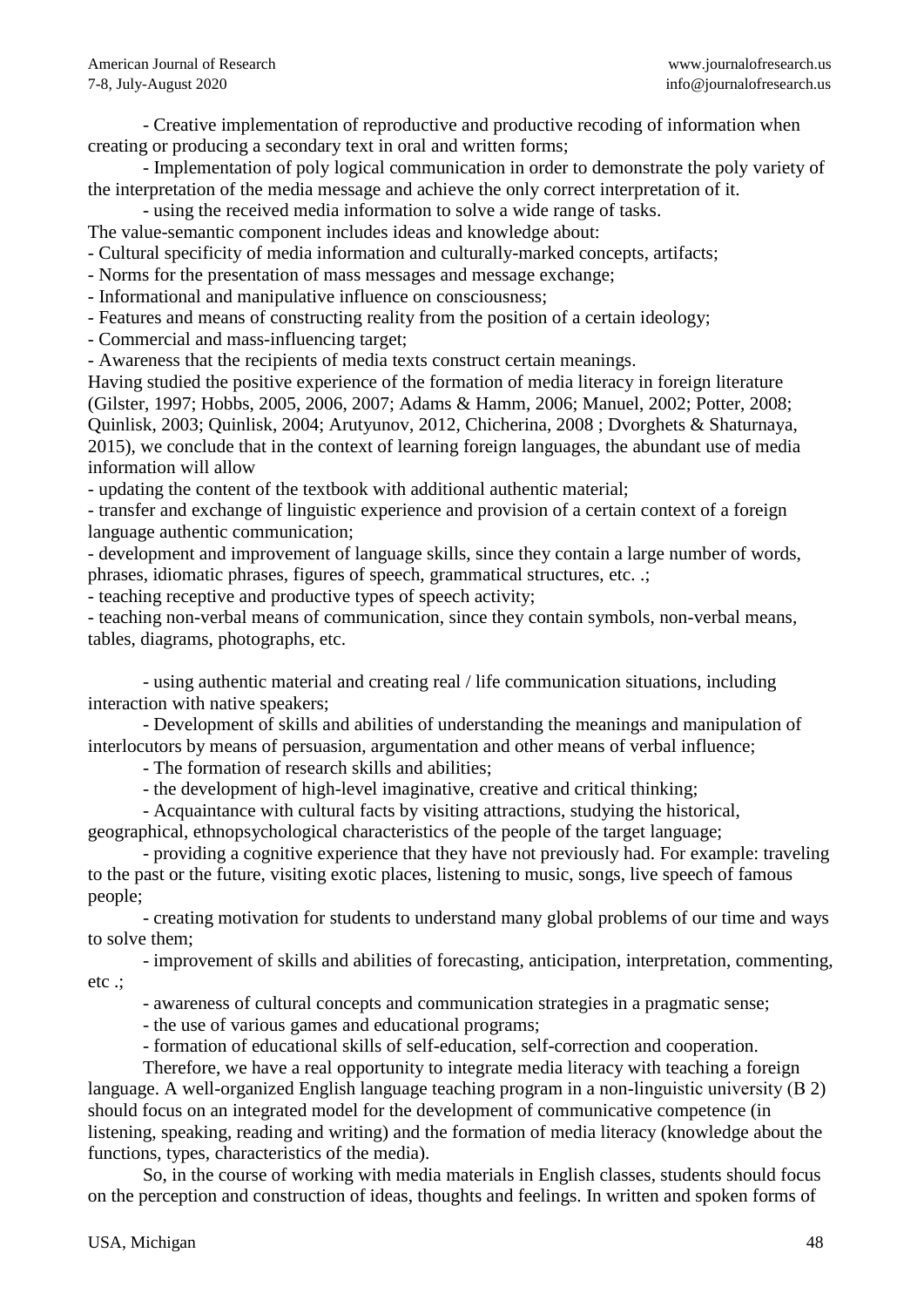- Creative implementation of reproductive and productive recoding of information when creating or producing a secondary text in oral and written forms;

- Implementation of poly logical communication in order to demonstrate the poly variety of the interpretation of the media message and achieve the only correct interpretation of it.

- using the received media information to solve a wide range of tasks.

The value-semantic component includes ideas and knowledge about:

- Cultural specificity of media information and culturally-marked concepts, artifacts;
- Norms for the presentation of mass messages and message exchange;
- Informational and manipulative influence on consciousness;
- Features and means of constructing reality from the position of a certain ideology;
- Commercial and mass-influencing target;
- Awareness that the recipients of media texts construct certain meanings.

Having studied the positive experience of the formation of media literacy in foreign literature (Gilster, 1997; Hobbs, 2005, 2006, 2007; Adams & Hamm, 2006; Manuel, 2002; Potter, 2008; Quinlisk, 2003; Quinlisk, 2004; Arutyunov, 2012, Chicherina, 2008 ; Dvorghets & Shaturnaya, 2015), we conclude that in the context of learning foreign languages, the abundant use of media information will allow

- updating the content of the textbook with additional authentic material;
- transfer and exchange of linguistic experience and provision of a certain context of a foreign language authentic communication;
- development and improvement of language skills, since they contain a large number of words, phrases, idiomatic phrases, figures of speech, grammatical structures, etc. .;
- teaching receptive and productive types of speech activity;
- teaching non-verbal means of communication, since they contain symbols, non-verbal means, tables, diagrams, photographs, etc.

- using authentic material and creating real / life communication situations, including interaction with native speakers;
- Development of skills and abilities of understanding the meanings and manipulation of interlocutors by means of persuasion, argumentation and other means of verbal influence;
- The formation of research skills and abilities;
- the development of high-level imaginative, creative and critical thinking;
- Acquaintance with cultural facts by visiting attractions, studying the historical, geographical, ethnopsychological characteristics of the people of the target language;
- providing a cognitive experience that they have not previously had. For example: traveling to the past or the future, visiting exotic places, listening to music, songs, live speech of famous people;
- creating motivation for students to understand many global problems of our time and ways to solve them;
- improvement of skills and abilities of forecasting, anticipation, interpretation, commenting, etc .;
- awareness of cultural concepts and communication strategies in a pragmatic sense;
- the use of various games and educational programs;
- formation of educational skills of self-education, self-correction and cooperation.

Therefore, we have a real opportunity to integrate media literacy with teaching a foreign language. A well-organized English language teaching program in a non-linguistic university (B 2) should focus on an integrated model for the development of communicative competence (in listening, speaking, reading and writing) and the formation of media literacy (knowledge about the functions, types, characteristics of the media).

So, in the course of working with media materials in English classes, students should focus on the perception and construction of ideas, thoughts and feelings. In written and spoken forms of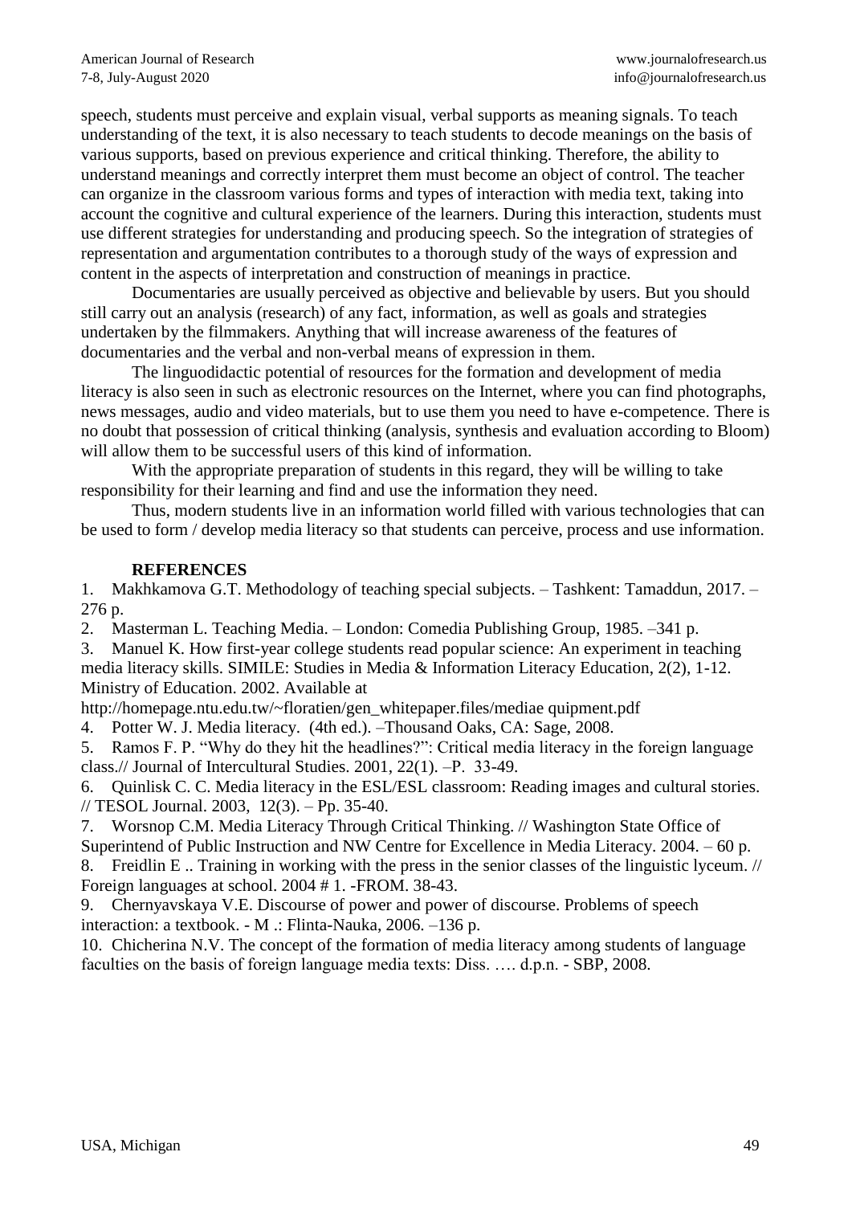speech, students must perceive and explain visual, verbal supports as meaning signals. To teach understanding of the text, it is also necessary to teach students to decode meanings on the basis of various supports, based on previous experience and critical thinking. Therefore, the ability to understand meanings and correctly interpret them must become an object of control. The teacher can organize in the classroom various forms and types of interaction with media text, taking into account the cognitive and cultural experience of the learners. During this interaction, students must use different strategies for understanding and producing speech. So the integration of strategies of representation and argumentation contributes to a thorough study of the ways of expression and content in the aspects of interpretation and construction of meanings in practice.

Documentaries are usually perceived as objective and believable by users. But you should still carry out an analysis (research) of any fact, information, as well as goals and strategies undertaken by the filmmakers. Anything that will increase awareness of the features of documentaries and the verbal and non-verbal means of expression in them.

The linguodidactic potential of resources for the formation and development of media literacy is also seen in such as electronic resources on the Internet, where you can find photographs, news messages, audio and video materials, but to use them you need to have e-competence. There is no doubt that possession of critical thinking (analysis, synthesis and evaluation according to Bloom) will allow them to be successful users of this kind of information.

With the appropriate preparation of students in this regard, they will be willing to take responsibility for their learning and find and use the information they need.

Thus, modern students live in an information world filled with various technologies that can be used to form / develop media literacy so that students can perceive, process and use information.

**REFERENCES**

1. Makhkamova G.T. Methodology of teaching special subjects. – Tashkent: Tamaddun, 2017. – 276 p.
2. Masterman L. Teaching Media. – London: Comedia Publishing Group, 1985. –341 p.
3. Manuel K. How first-year college students read popular science: An experiment in teaching media literacy skills. SIMILE: Studies in Media & Information Literacy Education, 2(2), 1-12. Ministry of Education. 2002. Available at http://homepage.ntu.edu.tw/~floratien/gen_whitepaper.files/mediae quipment.pdf
4. Potter W. J. Media literacy. (4th ed.). –Thousand Oaks, CA: Sage, 2008.
5. Ramos F. P. "Why do they hit the headlines?": Critical media literacy in the foreign language class.// Journal of Intercultural Studies. 2001, 22(1). –P. 33-49.
6. Quinlisk C. C. Media literacy in the ESL/ESL classroom: Reading images and cultural stories. // TESOL Journal. 2003, 12(3). – Pp. 35-40.
7. Worsnop C.M. Media Literacy Through Critical Thinking. // Washington State Office of Superintend of Public Instruction and NW Centre for Excellence in Media Literacy. 2004. – 60 p.
8. Freidlin E .. Training in working with the press in the senior classes of the linguistic lyceum. // Foreign languages at school. 2004 # 1. -FROM. 38-43.
9. Chernyavskaya V.E. Discourse of power and power of discourse. Problems of speech interaction: a textbook. - M .: Flinta-Nauka, 2006. –136 p.
10. Chicherina N.V. The concept of the formation of media literacy among students of language faculties on the basis of foreign language media texts: Diss. …. d.p.n. - SBP, 2008.